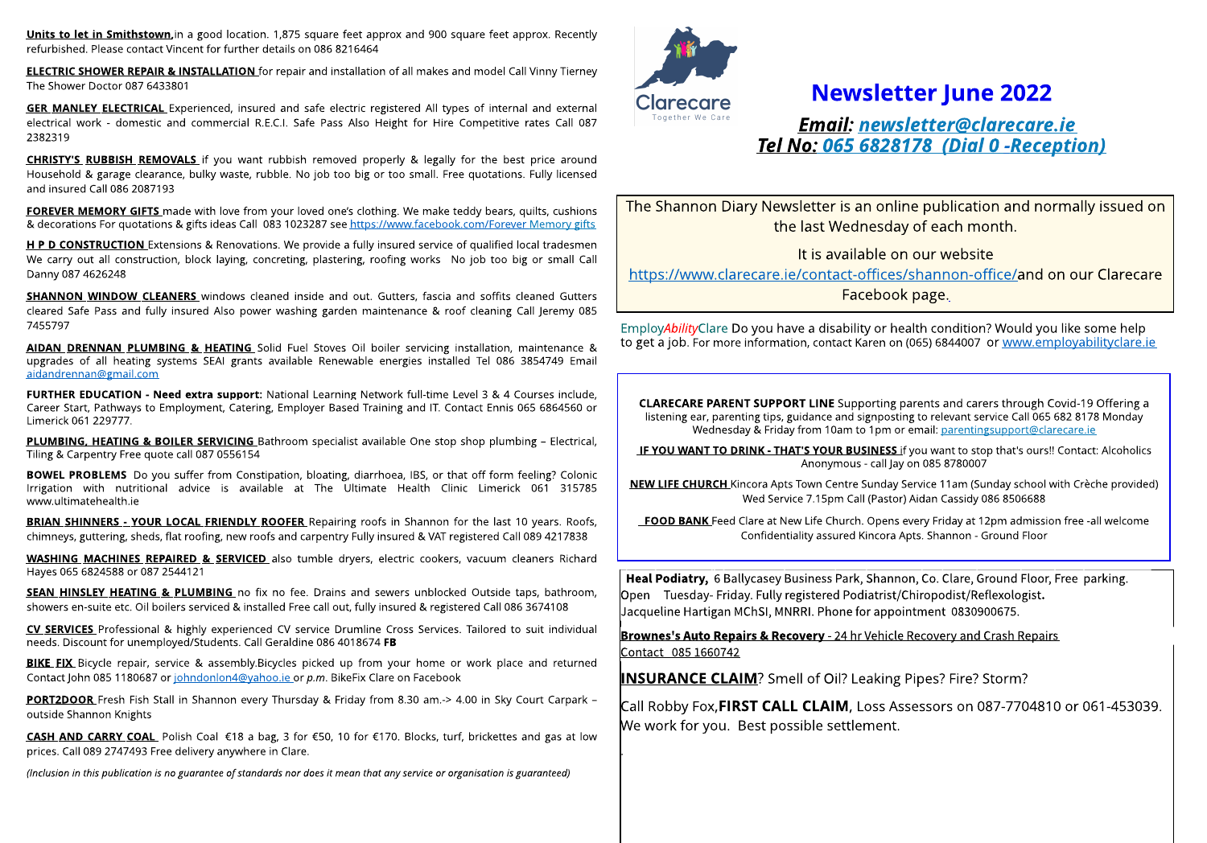# Newsletter June 2022

***Email:* [newsletter@clarecare.ie](mailto:newsletter@clarecare.ie)**
***Tel No:* 065 6828178 (Dial 0 -Reception)**

The Shannon Diary Newsletter is an online publication and normally issued on the last Wednesday of each month.

It is available on our website https://www.clarecare.ie/contact-offices/shannon-office/and on our Clarecare Facebook page.

Employ*Ability*Clare Do you have a disability or health condition? Would you like some help to get a job. For more information, contact Karen on (065) 6844007 or www.employabilityclare.ie

**CLARECARE PARENT SUPPORT LINE** Supporting parents and carers through Covid-19 Offering a listening ear, parenting tips, guidance and signposting to relevant service Call 065 682 8178 Monday Wednesday & Friday from 10am to 1pm or email: parentingsupport@clarecare.ie

**IF YOU WANT TO DRINK - THAT'S YOUR BUSINESS** if you want to stop that's ours!! Contact: Alcoholics Anonymous - call Jay on 085 8780007

**NEW LIFE CHURCH** Kincora Apts Town Centre Sunday Service 11am (Sunday school with Crèche provided) Wed Service 7.15pm Call (Pastor) Aidan Cassidy 086 8506688

**FOOD BANK** Feed Clare at New Life Church. Opens every Friday at 12pm admission free -all welcome Confidentiality assured Kincora Apts. Shannon - Ground Floor

**Heal Podiatry,** 6 Ballycasey Business Park, Shannon, Co. Clare, Ground Floor, Free parking. Open Tuesday- Friday. Fully registered Podiatrist/Chiropodist/Reflexologist. Jacqueline Hartigan MChSI, MNRRI. Phone for appointment 0830900675.

**Brownes's Auto Repairs & Recovery** - 24 hr Vehicle Recovery and Crash Repairs Contact 085 1660742

**INSURANCE CLAIM**? Smell of Oil? Leaking Pipes? Fire? Storm?

Call Robby Fox,**FIRST CALL CLAIM**, Loss Assessors on 087-7704810 or 061-453039. We work for you. Best possible settlement.

**Units to let in Smithstown,** in a good location. 1,875 square feet approx and 900 square feet approx. Recently refurbished. Please contact Vincent for further details on 086 8216464

**ELECTRIC SHOWER REPAIR & INSTALLATION** for repair and installation of all makes and model Call Vinny Tierney The Shower Doctor 087 6433801

**GER MANLEY ELECTRICAL** Experienced, insured and safe electric registered All types of internal and external electrical work - domestic and commercial R.E.C.I. Safe Pass Also Height for Hire Competitive rates Call 087 2382319

**CHRISTY'S RUBBISH REMOVALS** if you want rubbish removed properly & legally for the best price around Household & garage clearance, bulky waste, rubble. No job too big or too small. Free quotations. Fully licensed and insured Call 086 2087193

**FOREVER MEMORY GIFTS** made with love from your loved one's clothing. We make teddy bears, quilts, cushions & decorations For quotations & gifts ideas Call 083 1023287 see https://www.facebook.com/Forever Memory gifts

**H P D CONSTRUCTION** Extensions & Renovations. We provide a fully insured service of qualified local tradesmen We carry out all construction, block laying, concreting, plastering, roofing works No job too big or small Call Danny 087 4626248

**SHANNON WINDOW CLEANERS** windows cleaned inside and out. Gutters, fascia and soffits cleaned Gutters cleared Safe Pass and fully insured Also power washing garden maintenance & roof cleaning Call Jeremy 085 7455797

**AIDAN DRENNAN PLUMBING & HEATING** Solid Fuel Stoves Oil boiler servicing installation, maintenance & upgrades of all heating systems SEAI grants available Renewable energies installed Tel 086 3854749 Email aidandrennan@gmail.com

**FURTHER EDUCATION - Need extra support:** National Learning Network full-time Level 3 & 4 Courses include, Career Start, Pathways to Employment, Catering, Employer Based Training and IT. Contact Ennis 065 6864560 or Limerick 061 229777.

**PLUMBING, HEATING & BOILER SERVICING** Bathroom specialist available One stop shop plumbing – Electrical, Tiling & Carpentry Free quote call 087 0556154

**BOWEL PROBLEMS** Do you suffer from Constipation, bloating, diarrhoea, IBS, or that off form feeling? Colonic Irrigation with nutritional advice is available at The Ultimate Health Clinic Limerick 061 315785 www.ultimatehealth.ie

**BRIAN SHINNERS - YOUR LOCAL FRIENDLY ROOFER** Repairing roofs in Shannon for the last 10 years. Roofs, chimneys, guttering, sheds, flat roofing, new roofs and carpentry Fully insured & VAT registered Call 089 4217838

**WASHING MACHINES REPAIRED & SERVICED** also tumble dryers, electric cookers, vacuum cleaners Richard Hayes 065 6824588 or 087 2544121

**SEAN HINSLEY HEATING & PLUMBING** no fix no fee. Drains and sewers unblocked Outside taps, bathroom, showers en-suite etc. Oil boilers serviced & installed Free call out, fully insured & registered Call 086 3674108

**CV SERVICES** Professional & highly experienced CV service Drumline Cross Services. Tailored to suit individual needs. Discount for unemployed/Students. Call Geraldine 086 4018674 **FB**

**BIKE FIX** Bicycle repair, service & assembly.Bicycles picked up from your home or work place and returned Contact John 085 1180687 or johndonlon4@yahoo.ie or *p.m*. BikeFix Clare on Facebook

**PORT2DOOR** Fresh Fish Stall in Shannon every Thursday & Friday from 8.30 am.-> 4.00 in Sky Court Carpark – outside Shannon Knights

**CASH AND CARRY COAL** Polish Coal €18 a bag, 3 for €50, 10 for €170. Blocks, turf, brickettes and gas at low prices. Call 089 2747493 Free delivery anywhere in Clare.

*(Inclusion in this publication is no guarantee of standards nor does it mean that any service or organisation is guaranteed)*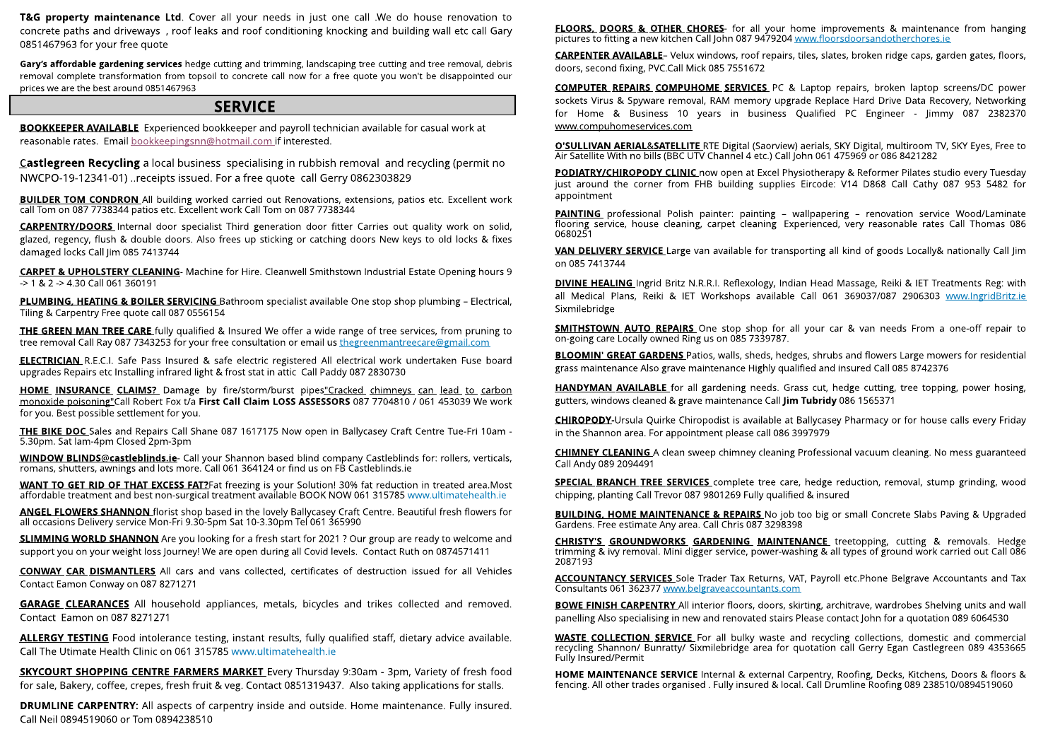**T&G property maintenance Ltd**. Cover all your needs in just one call .We do house renovation to concrete paths and driveways , roof leaks and roof conditioning knocking and building wall etc call Gary 0851467963 for your free quote

**Gary's affordable gardening services** hedge cutting and trimming, landscaping tree cutting and tree removal, debris removal complete transformation from topsoil to concrete call now for a free quote you won't be disappointed our prices we are the best around 0851467963

## SERVICE

**BOOKKEEPER AVAILABLE** Experienced bookkeeper and payroll technician available for casual work at reasonable rates. Email bookkeepingsnn@hotmail.com if interested.

**Castlegreen Recycling** a local business specialising in rubbish removal and recycling (permit no NWCPO-19-12341-01) ..receipts issued. For a free quote call Gerry 0862303829

**BUILDER TOM CONDRON** All building worked carried out Renovations, extensions, patios etc. Excellent work call Tom on 087 7738344 patios etc. Excellent work Call Tom on 087 7738344

**CARPENTRY/DOORS** Internal door specialist Third generation door fitter Carries out quality work on solid, glazed, regency, flush & double doors. Also frees up sticking or catching doors New keys to old locks & fixes damaged locks Call Jim 085 7413744

**CARPET & UPHOLSTERY CLEANING**- Machine for Hire. Cleanwell Smithstown Industrial Estate Opening hours 9 -> 1 & 2 -> 4.30 Call 061 360191

**PLUMBING, HEATING & BOILER SERVICING** Bathroom specialist available One stop shop plumbing – Electrical, Tiling & Carpentry Free quote call 087 0556154

**THE GREEN MAN TREE CARE** fully qualified & Insured We offer a wide range of tree services, from pruning to tree removal Call Ray 087 7343253 for your free consultation or email us thegreenmantreecare@gmail.com

**ELECTRICIAN** R.E.C.I. Safe Pass Insured & safe electric registered All electrical work undertaken Fuse board upgrades Repairs etc Installing infrared light & frost stat in attic Call Paddy 087 2830730

**HOME INSURANCE CLAIMS?** Damage by fire/storm/burst pipes"Cracked chimneys can lead to carbon monoxide poisoning"Call Robert Fox t/a **First Call Claim LOSS ASSESSORS** 087 7704810 / 061 453039 We work for you. Best possible settlement for you.

**THE BIKE DOC** Sales and Repairs Call Shane 087 1617175 Now open in Ballycasey Craft Centre Tue-Fri 10am - 5.30pm. Sat lam-4pm Closed 2pm-3pm

**WINDOW BLINDS@castleblinds.ie**- Call your Shannon based blind company Castleblinds for: rollers, verticals, romans, shutters, awnings and lots more. Call 061 364124 or find us on FB Castleblinds.ie

**WANT TO GET RID OF THAT EXCESS FAT?**Fat freezing is your Solution! 30% fat reduction in treated area.Most affordable treatment and best non-surgical treatment available BOOK NOW 061 315785 www.ultimatehealth.ie

**ANGEL FLOWERS SHANNON** florist shop based in the lovely Ballycasey Craft Centre. Beautiful fresh flowers for all occasions Delivery service Mon-Fri 9.30-5pm Sat 10-3.30pm Tel 061 365990

**SLIMMING WORLD SHANNON** Are you looking for a fresh start for 2021 ? Our group are ready to welcome and support you on your weight loss Journey! We are open during all Covid levels. Contact Ruth on 0874571411

**CONWAY CAR DISMANTLERS** All cars and vans collected, certificates of destruction issued for all Vehicles Contact Eamon Conway on 087 8271271

**GARAGE CLEARANCES** All household appliances, metals, bicycles and trikes collected and removed. Contact Eamon on 087 8271271

**ALLERGY TESTING** Food intolerance testing, instant results, fully qualified staff, dietary advice available. Call The Utimate Health Clinic on 061 315785 www.ultimatehealth.ie

**SKYCOURT SHOPPING CENTRE FARMERS MARKET** Every Thursday 9:30am - 3pm, Variety of fresh food for sale, Bakery, coffee, crepes, fresh fruit & veg. Contact 0851319437. Also taking applications for stalls.

**DRUMLINE CARPENTRY:** All aspects of carpentry inside and outside. Home maintenance. Fully insured. Call Neil 0894519060 or Tom 0894238510

**FLOORS, DOORS & OTHER CHORES**- for all your home improvements & maintenance from hanging pictures to fitting a new kitchen Call John 087 9479204 www.floorsdoorsandotherchores.ie

**CARPENTER AVAILABLE**– Velux windows, roof repairs, tiles, slates, broken ridge caps, garden gates, floors, doors, second fixing, PVC.Call Mick 085 7551672

**COMPUTER REPAIRS COMPUHOME SERVICES** PC & Laptop repairs, broken laptop screens/DC power sockets Virus & Spyware removal, RAM memory upgrade Replace Hard Drive Data Recovery, Networking for Home & Business 10 years in business Qualified PC Engineer - Jimmy 087 2382370 www.compuhomeservices.com

**O'SULLIVAN AERIAL&SATELLITE** RTE Digital (Saorview) aerials, SKY Digital, multiroom TV, SKY Eyes, Free to Air Satellite With no bills (BBC UTV Channel 4 etc.) Call John 061 475969 or 086 8421282

**PODIATRY/CHIROPODY CLINIC** now open at Excel Physiotherapy & Reformer Pilates studio every Tuesday just around the corner from FHB building supplies Eircode: V14 D868 Call Cathy 087 953 5482 for appointment

**PAINTING** professional Polish painter: painting – wallpapering – renovation service Wood/Laminate flooring service, house cleaning, carpet cleaning Experienced, very reasonable rates Call Thomas 086 0680251

**VAN DELIVERY SERVICE** Large van available for transporting all kind of goods Locally& nationally Call Jim on 085 7413744

**DIVINE HEALING** Ingrid Britz N.R.R.I. Reflexology, Indian Head Massage, Reiki & IET Treatments Reg: with all Medical Plans, Reiki & IET Workshops available Call 061 369037/087 2906303 www.IngridBritz.ie Sixmilebridge

**SMITHSTOWN AUTO REPAIRS** One stop shop for all your car & van needs From a one-off repair to on-going care Locally owned Ring us on 085 7339787.

**BLOOMIN' GREAT GARDENS** Patios, walls, sheds, hedges, shrubs and flowers Large mowers for residential grass maintenance Also grave maintenance Highly qualified and insured Call 085 8742376

**HANDYMAN AVAILABLE** for all gardening needs. Grass cut, hedge cutting, tree topping, power hosing, gutters, windows cleaned & grave maintenance Call **Jim Tubridy** 086 1565371

**CHIROPODY**-Ursula Quirke Chiropodist is available at Ballycasey Pharmacy or for house calls every Friday in the Shannon area. For appointment please call 086 3997979

**CHIMNEY CLEANING** A clean sweep chimney cleaning Professional vacuum cleaning. No mess guaranteed Call Andy 089 2094491

**SPECIAL BRANCH TREE SERVICES** complete tree care, hedge reduction, removal, stump grinding, wood chipping, planting Call Trevor 087 9801269 Fully qualified & insured

**BUILDING, HOME MAINTENANCE & REPAIRS** No job too big or small Concrete Slabs Paving & Upgraded Gardens. Free estimate Any area. Call Chris 087 3298398

**CHRISTY'S GROUNDWORKS GARDENING MAINTENANCE** treetopping, cutting & removals. Hedge trimming & ivy removal. Mini digger service, power-washing & all types of ground work carried out Call 086 2087193

**ACCOUNTANCY SERVICES** Sole Trader Tax Returns, VAT, Payroll etc.Phone Belgrave Accountants and Tax Consultants 061 362377 www.belgraveaccountants.com

**BOWE FINISH CARPENTRY** All interior floors, doors, skirting, architrave, wardrobes Shelving units and wall panelling Also specialising in new and renovated stairs Please contact John for a quotation 089 6064530

**WASTE COLLECTION SERVICE** For all bulky waste and recycling collections, domestic and commercial recycling Shannon/ Bunratty/ Sixmilebridge area for quotation call Gerry Egan Castlegreen 089 4353665 Fully Insured/Permit

**HOME MAINTENANCE SERVICE** Internal & external Carpentry, Roofing, Decks, Kitchens, Doors & floors & fencing. All other trades organised . Fully insured & local. Call Drumline Roofing 089 238510/0894519060